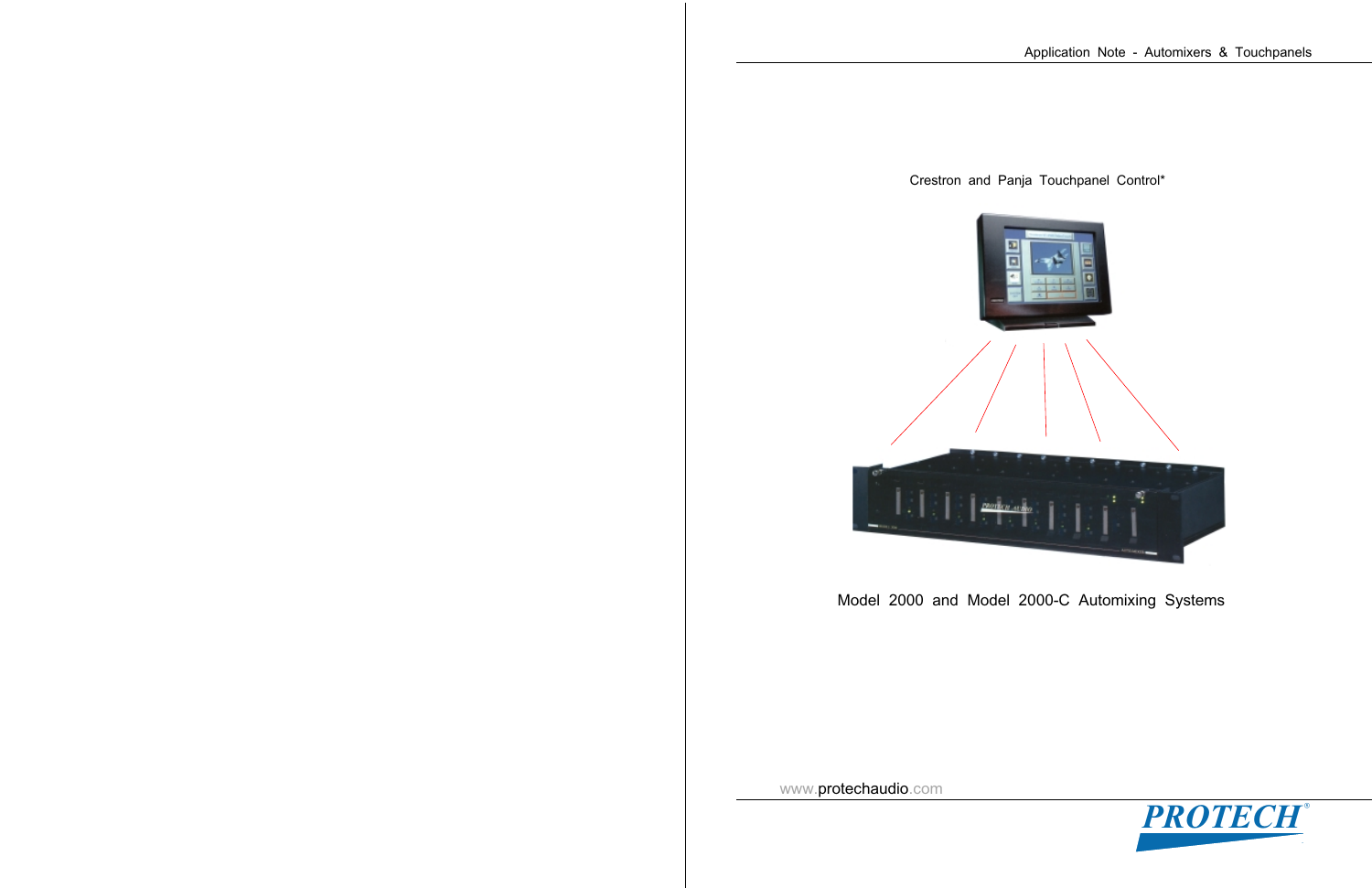Application Note - Automixers & Touchpanels

Crestron and Panja Touchpanel Control*

# Model 2000 and Model 2000-C Automixing Systems

www.protechaudio.com

PROTECH®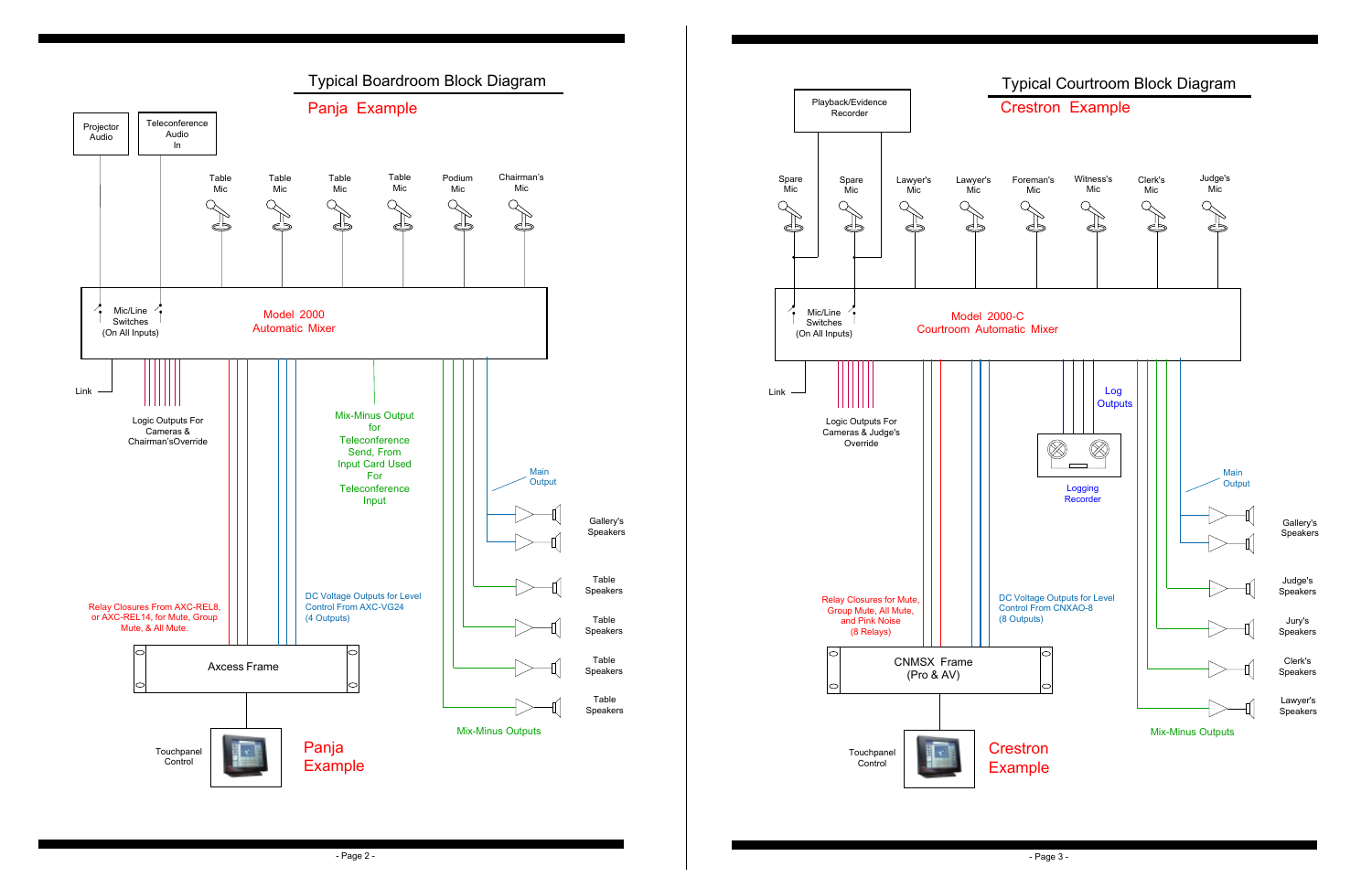## Typical Boardroom Block Diagram

Panja Example

Projector Audio

Teleconference Audio In

Table Mic

Table Mic

Table Mic

Table Mic

Podium Mic

Chairman's Mic

Mic/Line Switches (On All Inputs)

Model 2000 Automatic Mixer

Link

Logic Outputs For Cameras & Chairman'sOverride

Mix-Minus Output for Teleconference Send, From Input Card Used For Teleconference Input

Main Output

Gallery's Speakers

Table Speakers

Table Speakers

Table Speakers

Table Speakers

Relay Closures From AXC-REL8, or AXC-REL14, for Mute, Group Mute, & All Mute.

DC Voltage Outputs for Level Control From AXC-VG24 (4 Outputs)

Axcess Frame

Touchpanel Control

Panja Example

Mix-Minus Outputs

## Typical Courtroom Block Diagram

Crestron Example

Playback/Evidence Recorder

Spare Mic

Spare Mic

Lawyer's Mic

Lawyer's Mic

Foreman's Mic

Witness's Mic

Clerk's Mic

Judge's Mic

Mic/Line Switches (On All Inputs)

Model 2000-C Courtroom Automatic Mixer

Link

Logic Outputs For Cameras & Judge's Override

Log Outputs

Logging Recorder

Main Output

Gallery's Speakers

Judge's Speakers

Jury's Speakers

Clerk's Speakers

Lawyer's Speakers

Relay Closures for Mute, Group Mute, All Mute, and Pink Noise (8 Relays)

DC Voltage Outputs for Level Control From CNXAO-8 (8 Outputs)

CNMSX Frame (Pro & AV)

Touchpanel Control

Crestron Example

Mix-Minus Outputs